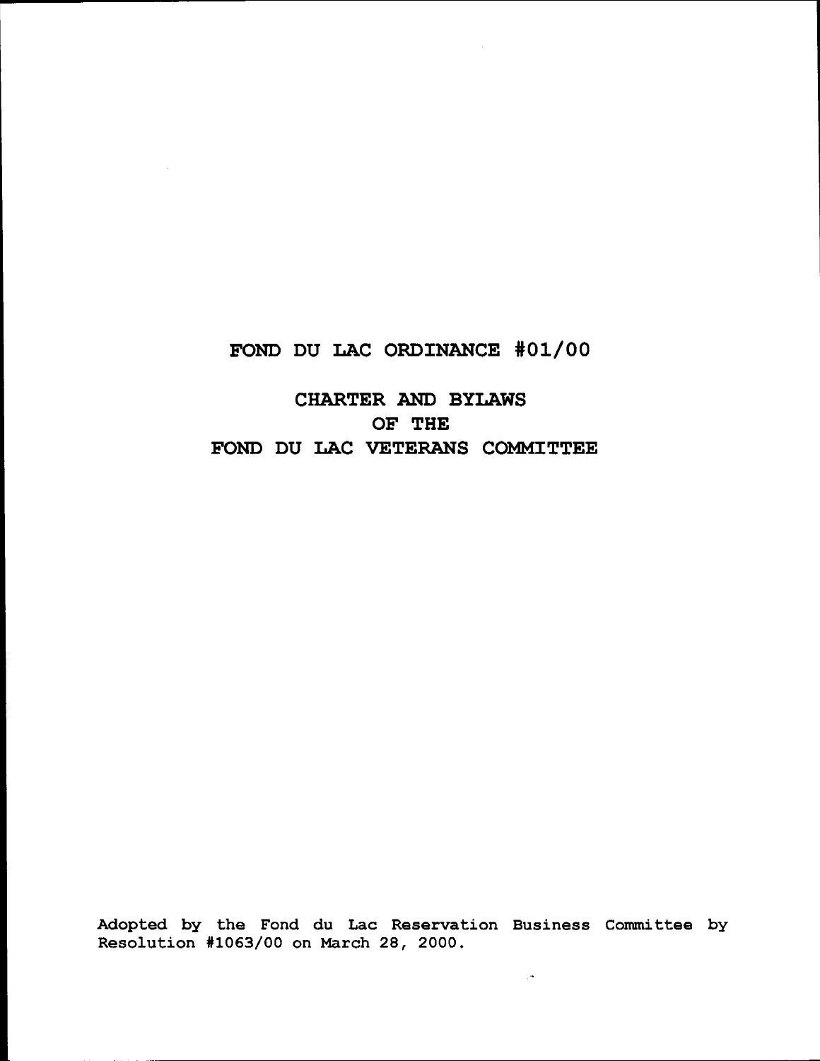# FOND DU LAC ORDINANCE #01/00

## CHARTER AND BYLAWS OF THE FOND DU LAC VETERANS COMMITTEE

Adopted by the Fond du Lac Reservation Business Committee by Resolution #1063/00 on March 28, 2000.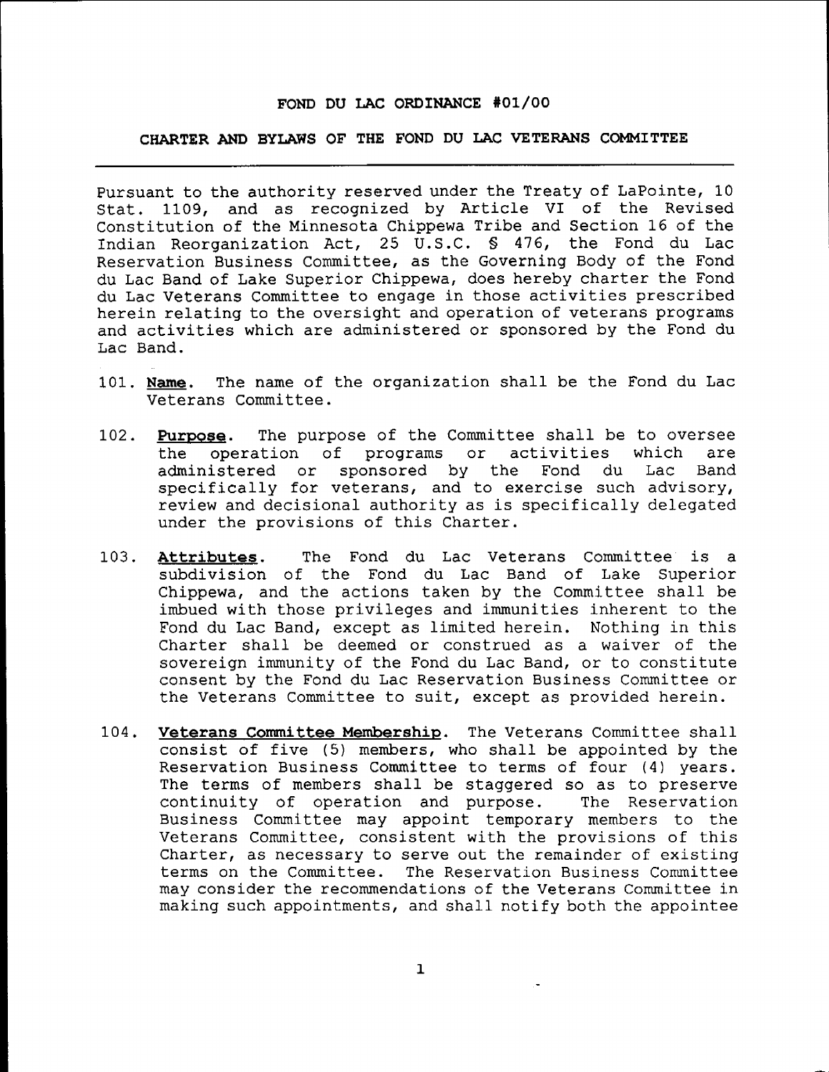# FOND DU LAC ORDINANCE #01/00

## CHARTER AND BYLAWS OF THE FOND DU LAC VETERANS COMMITTEE

Pursuant to the authority reserved under the Treaty of LaPointe, 10 Stat. 1109, and as recognized by Article VI of the Revised Constitution of the Minnesota Chippewa Tribe and Section 16 of the Indian Reorganization Act, 25 U.S.C. § 476, the Fond du Lac Reservation Business Committee, as the Governing Body of the Fond du Lac Band of Lake Superior Chippewa, does hereby charter the Fond du Lac Veterans Committee to engage in those activities prescribed herein relating to the oversight and operation of veterans programs and activities which are administered or sponsored by the Fond du Lac Band.

101. **Name**. The name of the organization shall be the Fond du Lac Veterans Committee.

102. **Purpose**. The purpose of the Committee shall be to oversee the operation of programs or activities which are administered or sponsored by the Fond du Lac Band specifically for veterans, and to exercise such advisory, review and decisional authority as is specifically delegated under the provisions of this Charter.

103. **Attributes**. The Fond du Lac Veterans Committee is a subdivision of the Fond du Lac Band of Lake Superior Chippewa, and the actions taken by the Committee shall be imbued with those privileges and immunities inherent to the Fond du Lac Band, except as limited herein. Nothing in this Charter shall be deemed or construed as a waiver of the sovereign immunity of the Fond du Lac Band, or to constitute consent by the Fond du Lac Reservation Business Committee or the Veterans Committee to suit, except as provided herein.

104. **Veterans Committee Membership**. The Veterans Committee shall consist of five (5) members, who shall be appointed by the Reservation Business Committee to terms of four (4) years. The terms of members shall be staggered so as to preserve continuity of operation and purpose. The Reservation Business Committee may appoint temporary members to the Veterans Committee, consistent with the provisions of this Charter, as necessary to serve out the remainder of existing terms on the Committee. The Reservation Business Committee may consider the recommendations of the Veterans Committee in making such appointments, and shall notify both the appointee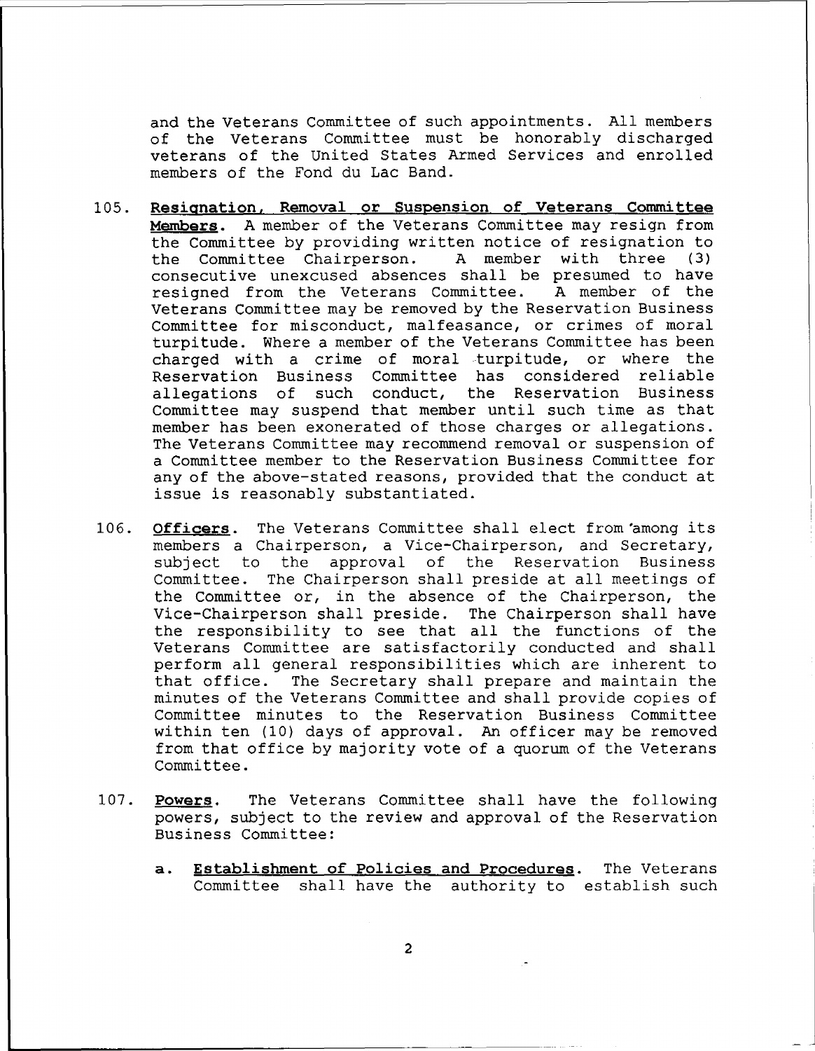and the Veterans Committee of such appointments. All members of the Veterans Committee must be honorably discharged veterans of the United States Armed Services and enrolled members of the Fond du Lac Band.

105. **Resignation, Removal or Suspension of Veterans Committee Members**. A member of the Veterans Committee may resign from the Committee by providing written notice of resignation to the Committee Chairperson. A member with three (3) consecutive unexcused absences shall be presumed to have resigned from the Veterans Committee. A member of the Veterans Committee may be removed by the Reservation Business Committee for misconduct, malfeasance, or crimes of moral turpitude. Where a member of the Veterans Committee has been charged with a crime of moral turpitude, or where the Reservation Business Committee has considered reliable allegations of such conduct, the Reservation Business Committee may suspend that member until such time as that member has been exonerated of those charges or allegations. The Veterans Committee may recommend removal or suspension of a Committee member to the Reservation Business Committee for any of the above-stated reasons, provided that the conduct at issue is reasonably substantiated.

106. **Officers**. The Veterans Committee shall elect from among its members a Chairperson, a Vice-Chairperson, and Secretary, subject to the approval of the Reservation Business Committee. The Chairperson shall preside at all meetings of the Committee or, in the absence of the Chairperson, the Vice-Chairperson shall preside. The Chairperson shall have the responsibility to see that all the functions of the Veterans Committee are satisfactorily conducted and shall perform all general responsibilities which are inherent to that office. The Secretary shall prepare and maintain the minutes of the Veterans Committee and shall provide copies of Committee minutes to the Reservation Business Committee within ten (10) days of approval. An officer may be removed from that office by majority vote of a quorum of the Veterans Committee.

107. **Powers**. The Veterans Committee shall have the following powers, subject to the review and approval of the Reservation Business Committee:

   a. **Establishment of Policies and Procedures**. The Veterans Committee shall have the authority to establish such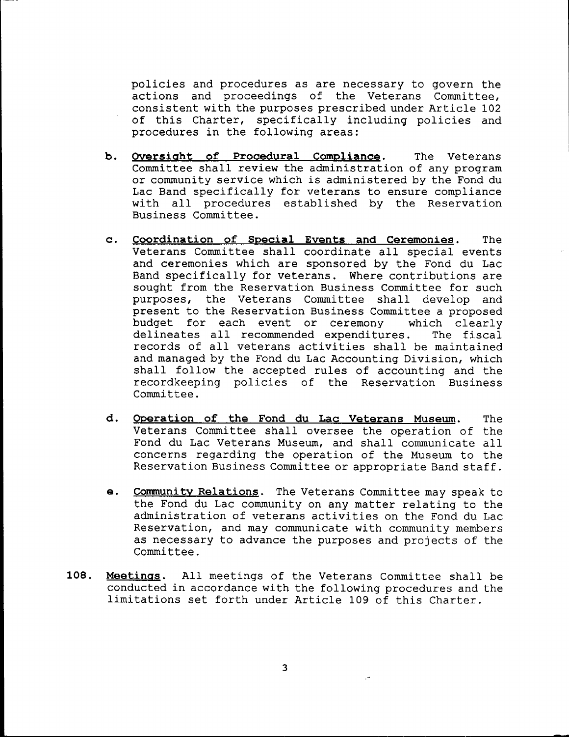policies and procedures as are necessary to govern the actions and proceedings of the Veterans Committee, consistent with the purposes prescribed under Article 102 of this Charter, specifically including policies and procedures in the following areas:

b. **Oversight of Procedural Compliance**. The Veterans Committee shall review the administration of any program or community service which is administered by the Fond du Lac Band specifically for veterans to ensure compliance with all procedures established by the Reservation Business Committee.

c. **Coordination of Special Events and Ceremonies**. The Veterans Committee shall coordinate all special events and ceremonies which are sponsored by the Fond du Lac Band specifically for veterans. Where contributions are sought from the Reservation Business Committee for such purposes, the Veterans Committee shall develop and present to the Reservation Business Committee a proposed budget for each event or ceremony which clearly delineates all recommended expenditures. The fiscal records of all veterans activities shall be maintained and managed by the Fond du Lac Accounting Division, which shall follow the accepted rules of accounting and the recordkeeping policies of the Reservation Business Committee.

d. **Operation of the Fond du Lac Veterans Museum**. The Veterans Committee shall oversee the operation of the Fond du Lac Veterans Museum, and shall communicate all concerns regarding the operation of the Museum to the Reservation Business Committee or appropriate Band staff.

e. **Community Relations**. The Veterans Committee may speak to the Fond du Lac community on any matter relating to the administration of veterans activities on the Fond du Lac Reservation, and may communicate with community members as necessary to advance the purposes and projects of the Committee.

**108. Meetings**. All meetings of the Veterans Committee shall be conducted in accordance with the following procedures and the limitations set forth under Article 109 of this Charter.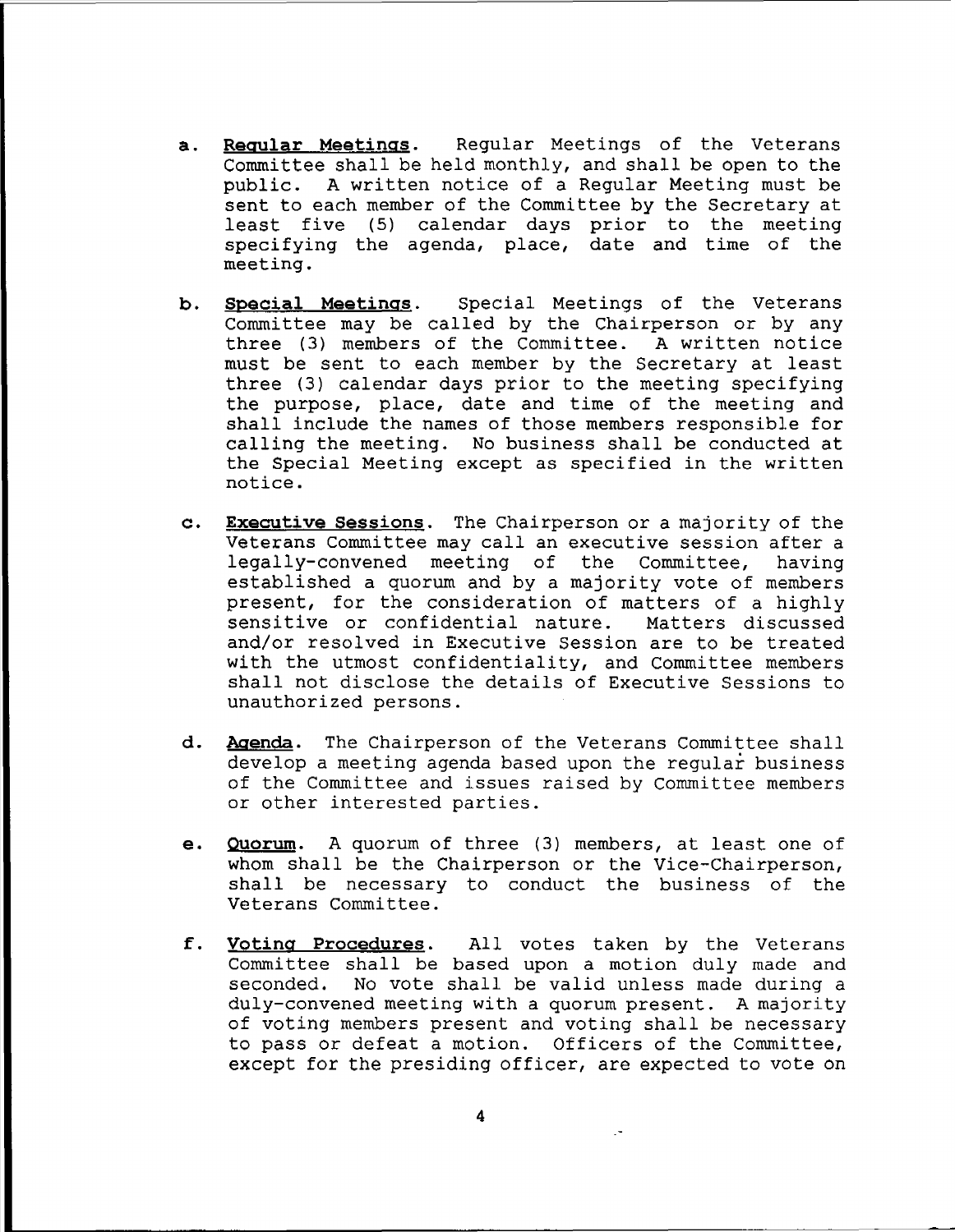a. **Regular Meetings**. Regular Meetings of the Veterans Committee shall be held monthly, and shall be open to the public. A written notice of a Regular Meeting must be sent to each member of the Committee by the Secretary at least five (5) calendar days prior to the meeting specifying the agenda, place, date and time of the meeting.

b. **Special Meetings**. Special Meetings of the Veterans Committee may be called by the Chairperson or by any three (3) members of the Committee. A written notice must be sent to each member by the Secretary at least three (3) calendar days prior to the meeting specifying the purpose, place, date and time of the meeting and shall include the names of those members responsible for calling the meeting. No business shall be conducted at the Special Meeting except as specified in the written notice.

c. **Executive Sessions**. The Chairperson or a majority of the Veterans Committee may call an executive session after a legally-convened meeting of the Committee, having established a quorum and by a majority vote of members present, for the consideration of matters of a highly sensitive or confidential nature. Matters discussed and/or resolved in Executive Session are to be treated with the utmost confidentiality, and Committee members shall not disclose the details of Executive Sessions to unauthorized persons.

d. **Agenda**. The Chairperson of the Veterans Committee shall develop a meeting agenda based upon the regular business of the Committee and issues raised by Committee members or other interested parties.

e. **Quorum**. A quorum of three (3) members, at least one of whom shall be the Chairperson or the Vice-Chairperson, shall be necessary to conduct the business of the Veterans Committee.

f. **Voting Procedures**. All votes taken by the Veterans Committee shall be based upon a motion duly made and seconded. No vote shall be valid unless made during a duly-convened meeting with a quorum present. A majority of voting members present and voting shall be necessary to pass or defeat a motion. Officers of the Committee, except for the presiding officer, are expected to vote on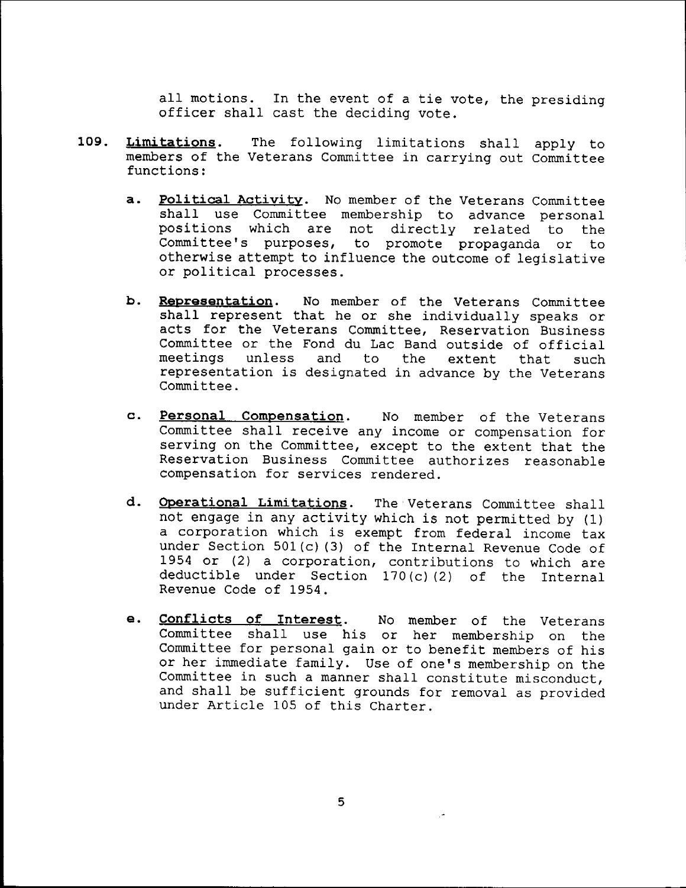all motions. In the event of a tie vote, the presiding officer shall cast the deciding vote.

109. **Limitations**. The following limitations shall apply to members of the Veterans Committee in carrying out Committee functions:

   a. **Political Activity**. No member of the Veterans Committee shall use Committee membership to advance personal positions which are not directly related to the Committee's purposes, to promote propaganda or to otherwise attempt to influence the outcome of legislative or political processes.

   b. **Representation**. No member of the Veterans Committee shall represent that he or she individually speaks or acts for the Veterans Committee, Reservation Business Committee or the Fond du Lac Band outside of official meetings unless and to the extent that such representation is designated in advance by the Veterans Committee.

   c. **Personal Compensation**. No member of the Veterans Committee shall receive any income or compensation for serving on the Committee, except to the extent that the Reservation Business Committee authorizes reasonable compensation for services rendered.

   d. **Operational Limitations**. The Veterans Committee shall not engage in any activity which is not permitted by (1) a corporation which is exempt from federal income tax under Section 501(c)(3) of the Internal Revenue Code of 1954 or (2) a corporation, contributions to which are deductible under Section 170(c)(2) of the Internal Revenue Code of 1954.

   e. **Conflicts of Interest**. No member of the Veterans Committee shall use his or her membership on the Committee for personal gain or to benefit members of his or her immediate family. Use of one's membership on the Committee in such a manner shall constitute misconduct, and shall be sufficient grounds for removal as provided under Article 105 of this Charter.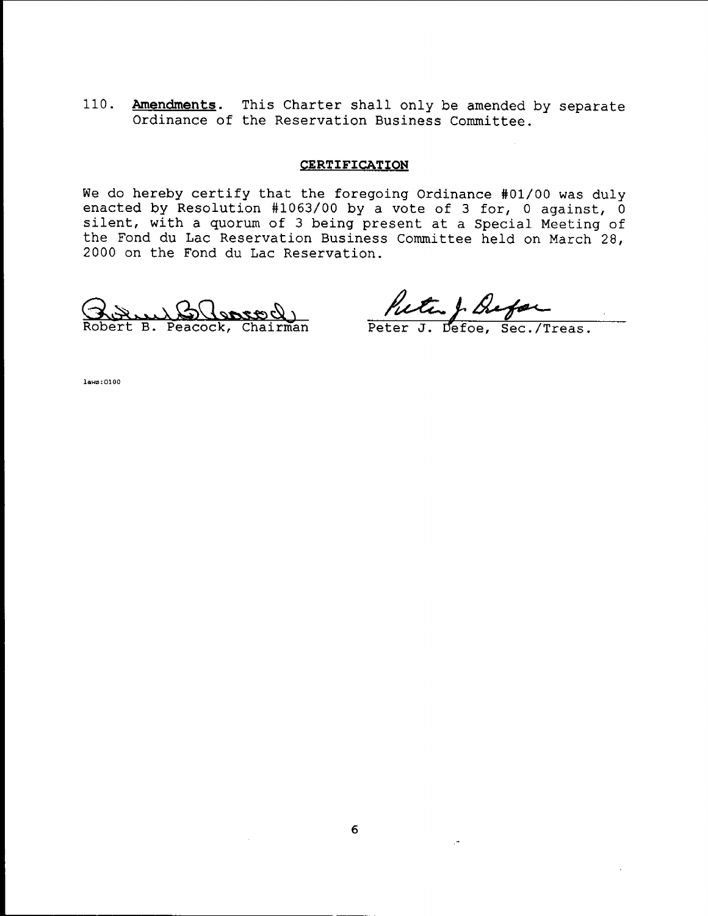110. **Amendments**. This Charter shall only be amended by separate Ordinance of the Reservation Business Committee.

## CERTIFICATION

We do hereby certify that the foregoing Ordinance #01/00 was duly enacted by Resolution #1063/00 by a vote of 3 for, 0 against, 0 silent, with a quorum of 3 being present at a Special Meeting of the Fond du Lac Reservation Business Committee held on March 28, 2000 on the Fond du Lac Reservation.

Robert B. Peacock, Chairman

Peter J. Defoe, Sec./Treas.

laws:0100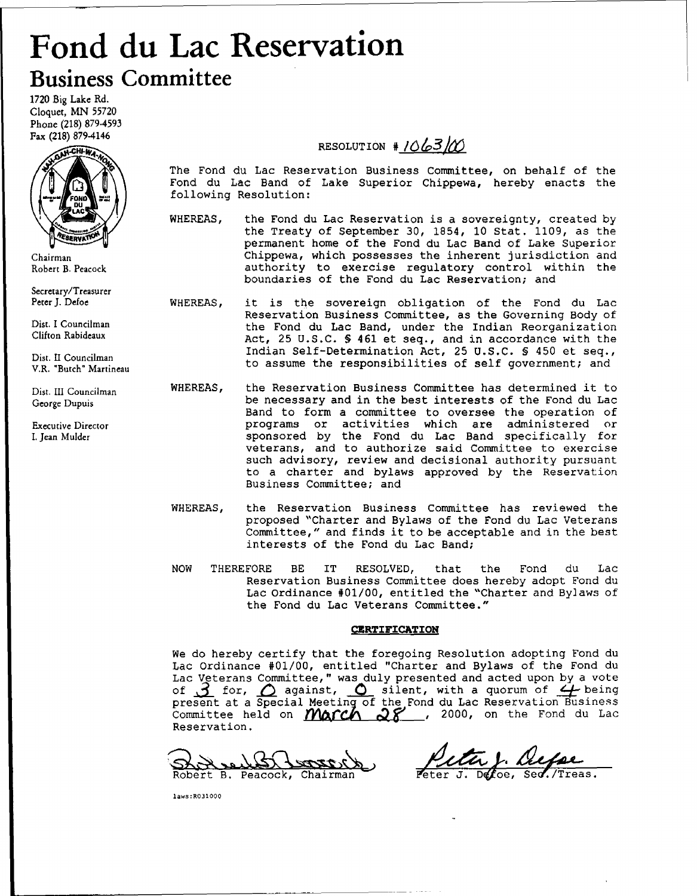# Fond du Lac Reservation

## Business Committee

1720 Big Lake Rd.
Cloquet, MN 55720
Phone (218) 879-4593
Fax (218) 879-4146

Chairman
Robert B. Peacock

Secretary/Treasurer
Peter J. Defoe

Dist. I Councilman
Clifton Rabideaux

Dist. II Councilman
V.R. "Butch" Martineau

Dist. III Councilman
George Dupuis

Executive Director
I. Jean Mulder

RESOLUTION # 1063/00

The Fond du Lac Reservation Business Committee, on behalf of the Fond du Lac Band of Lake Superior Chippewa, hereby enacts the following Resolution:

WHEREAS, the Fond du Lac Reservation is a sovereignty, created by the Treaty of September 30, 1854, 10 Stat. 1109, as the permanent home of the Fond du Lac Band of Lake Superior Chippewa, which possesses the inherent jurisdiction and authority to exercise regulatory control within the boundaries of the Fond du Lac Reservation; and

WHEREAS, it is the sovereign obligation of the Fond du Lac Reservation Business Committee, as the Governing Body of the Fond du Lac Band, under the Indian Reorganization Act, 25 U.S.C. § 461 et seq., and in accordance with the Indian Self-Determination Act, 25 U.S.C. § 450 et seq., to assume the responsibilities of self government; and

WHEREAS, the Reservation Business Committee has determined it to be necessary and in the best interests of the Fond du Lac Band to form a committee to oversee the operation of programs or activities which are administered or sponsored by the Fond du Lac Band specifically for veterans, and to authorize said Committee to exercise such advisory, review and decisional authority pursuant to a charter and bylaws approved by the Reservation Business Committee; and

WHEREAS, the Reservation Business Committee has reviewed the proposed "Charter and Bylaws of the Fond du Lac Veterans Committee," and finds it to be acceptable and in the best interests of the Fond du Lac Band;

NOW THEREFORE BE IT RESOLVED, that the Fond du Lac Reservation Business Committee does hereby adopt Fond du Lac Ordinance #01/00, entitled the "Charter and Bylaws of the Fond du Lac Veterans Committee."

**CERTIFICATION**

We do hereby certify that the foregoing Resolution adopting Fond du Lac Ordinance #01/00, entitled "Charter and Bylaws of the Fond du Lac Veterans Committee," was duly presented and acted upon by a vote of 3 for, 0 against, 0 silent, with a quorum of 4 being present at a Special Meeting of the Fond du Lac Reservation Business Committee held on March 28, 2000, on the Fond du Lac Reservation.

Robert B. Peacock, Chairman

Peter J. Defoe, Sec./Treas.

laws:R031000